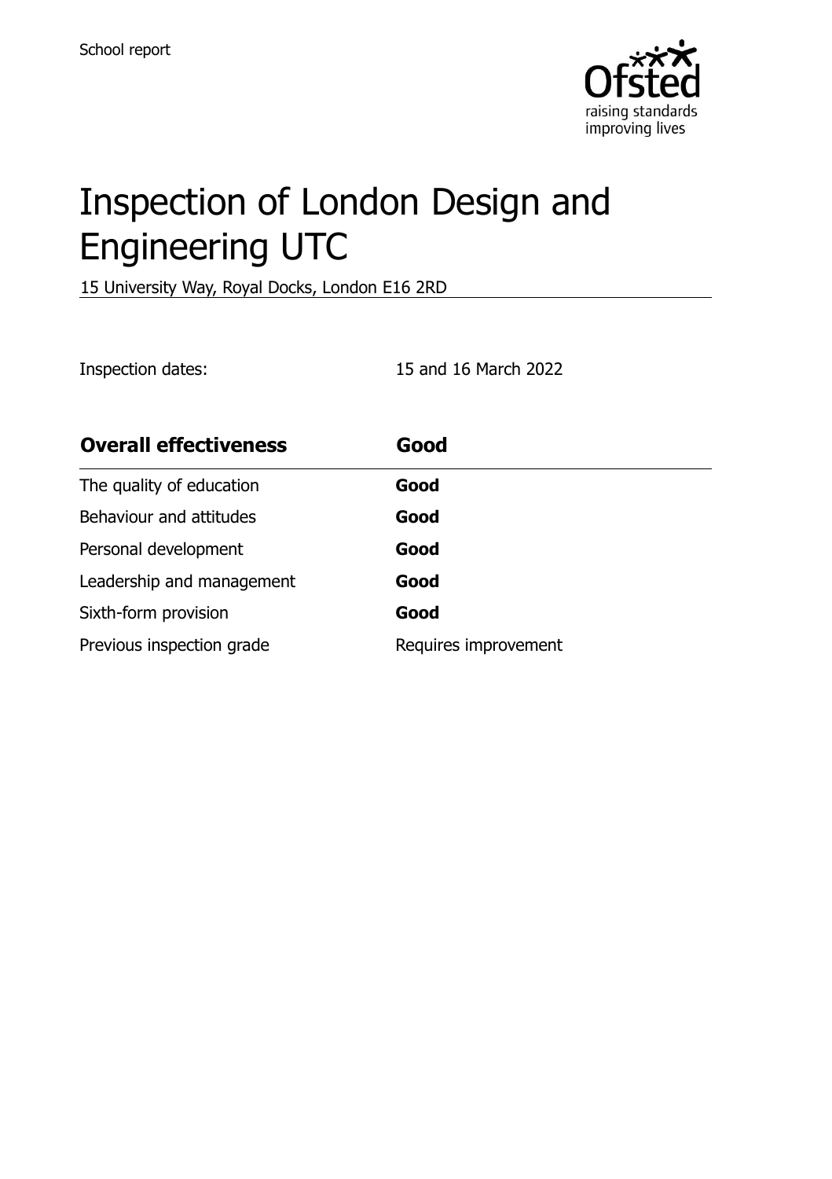School report

# Inspection of London Design and Engineering UTC

15 University Way, Royal Docks, London E16 2RD

Inspection dates: 15 and 16 March 2022

| **Overall effectiveness** | **Good** |
| --- | --- |
| The quality of education | **Good** |
| Behaviour and attitudes | **Good** |
| Personal development | **Good** |
| Leadership and management | **Good** |
| Sixth-form provision | **Good** |
| Previous inspection grade | Requires improvement |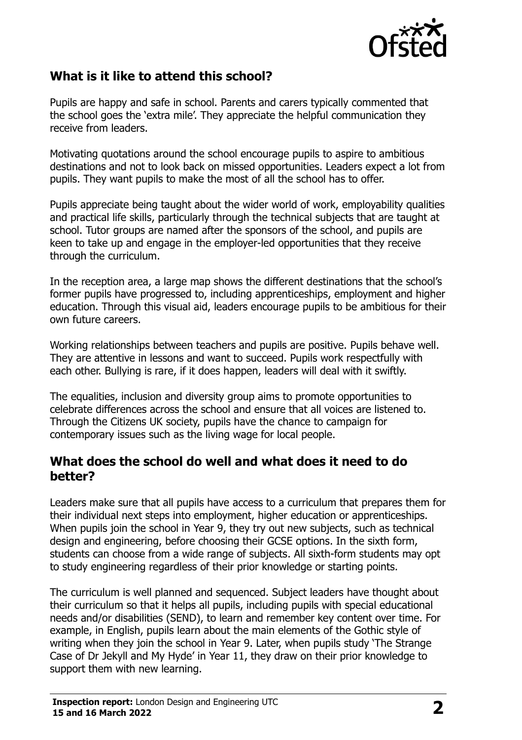## What is it like to attend this school?

Pupils are happy and safe in school. Parents and carers typically commented that the school goes the 'extra mile'. They appreciate the helpful communication they receive from leaders.

Motivating quotations around the school encourage pupils to aspire to ambitious destinations and not to look back on missed opportunities. Leaders expect a lot from pupils. They want pupils to make the most of all the school has to offer.

Pupils appreciate being taught about the wider world of work, employability qualities and practical life skills, particularly through the technical subjects that are taught at school. Tutor groups are named after the sponsors of the school, and pupils are keen to take up and engage in the employer-led opportunities that they receive through the curriculum.

In the reception area, a large map shows the different destinations that the school's former pupils have progressed to, including apprenticeships, employment and higher education. Through this visual aid, leaders encourage pupils to be ambitious for their own future careers.

Working relationships between teachers and pupils are positive. Pupils behave well. They are attentive in lessons and want to succeed. Pupils work respectfully with each other. Bullying is rare, if it does happen, leaders will deal with it swiftly.

The equalities, inclusion and diversity group aims to promote opportunities to celebrate differences across the school and ensure that all voices are listened to. Through the Citizens UK society, pupils have the chance to campaign for contemporary issues such as the living wage for local people.

## What does the school do well and what does it need to do better?

Leaders make sure that all pupils have access to a curriculum that prepares them for their individual next steps into employment, higher education or apprenticeships. When pupils join the school in Year 9, they try out new subjects, such as technical design and engineering, before choosing their GCSE options. In the sixth form, students can choose from a wide range of subjects. All sixth-form students may opt to study engineering regardless of their prior knowledge or starting points.

The curriculum is well planned and sequenced. Subject leaders have thought about their curriculum so that it helps all pupils, including pupils with special educational needs and/or disabilities (SEND), to learn and remember key content over time. For example, in English, pupils learn about the main elements of the Gothic style of writing when they join the school in Year 9. Later, when pupils study 'The Strange Case of Dr Jekyll and My Hyde' in Year 11, they draw on their prior knowledge to support them with new learning.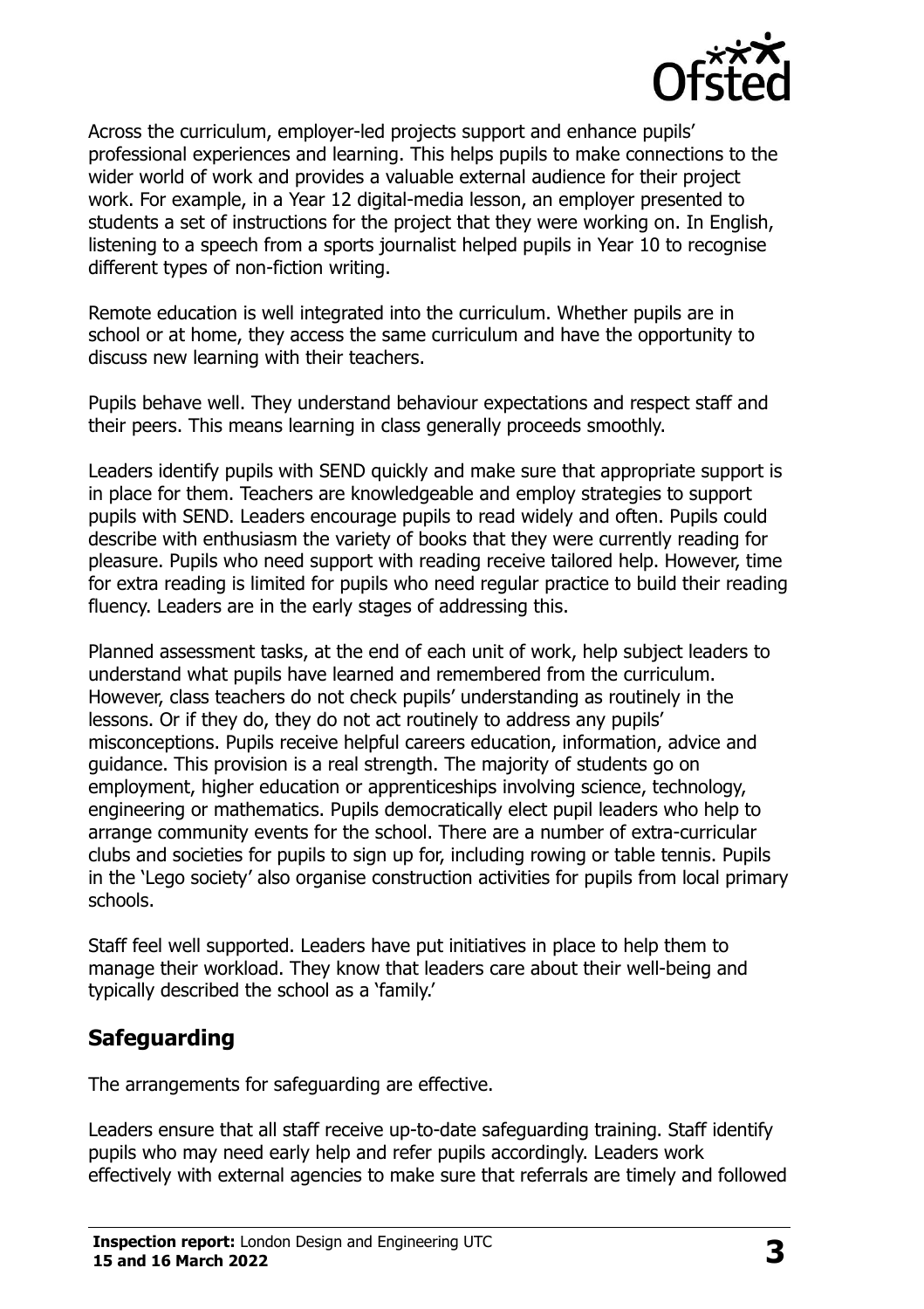Across the curriculum, employer-led projects support and enhance pupils' professional experiences and learning. This helps pupils to make connections to the wider world of work and provides a valuable external audience for their project work. For example, in a Year 12 digital-media lesson, an employer presented to students a set of instructions for the project that they were working on. In English, listening to a speech from a sports journalist helped pupils in Year 10 to recognise different types of non-fiction writing.

Remote education is well integrated into the curriculum. Whether pupils are in school or at home, they access the same curriculum and have the opportunity to discuss new learning with their teachers.

Pupils behave well. They understand behaviour expectations and respect staff and their peers. This means learning in class generally proceeds smoothly.

Leaders identify pupils with SEND quickly and make sure that appropriate support is in place for them. Teachers are knowledgeable and employ strategies to support pupils with SEND. Leaders encourage pupils to read widely and often. Pupils could describe with enthusiasm the variety of books that they were currently reading for pleasure. Pupils who need support with reading receive tailored help. However, time for extra reading is limited for pupils who need regular practice to build their reading fluency. Leaders are in the early stages of addressing this.

Planned assessment tasks, at the end of each unit of work, help subject leaders to understand what pupils have learned and remembered from the curriculum. However, class teachers do not check pupils' understanding as routinely in the lessons. Or if they do, they do not act routinely to address any pupils' misconceptions. Pupils receive helpful careers education, information, advice and guidance. This provision is a real strength. The majority of students go on employment, higher education or apprenticeships involving science, technology, engineering or mathematics. Pupils democratically elect pupil leaders who help to arrange community events for the school. There are a number of extra-curricular clubs and societies for pupils to sign up for, including rowing or table tennis. Pupils in the 'Lego society' also organise construction activities for pupils from local primary schools.

Staff feel well supported. Leaders have put initiatives in place to help them to manage their workload. They know that leaders care about their well-being and typically described the school as a 'family.'

## Safeguarding

The arrangements for safeguarding are effective.

Leaders ensure that all staff receive up-to-date safeguarding training. Staff identify pupils who may need early help and refer pupils accordingly. Leaders work effectively with external agencies to make sure that referrals are timely and followed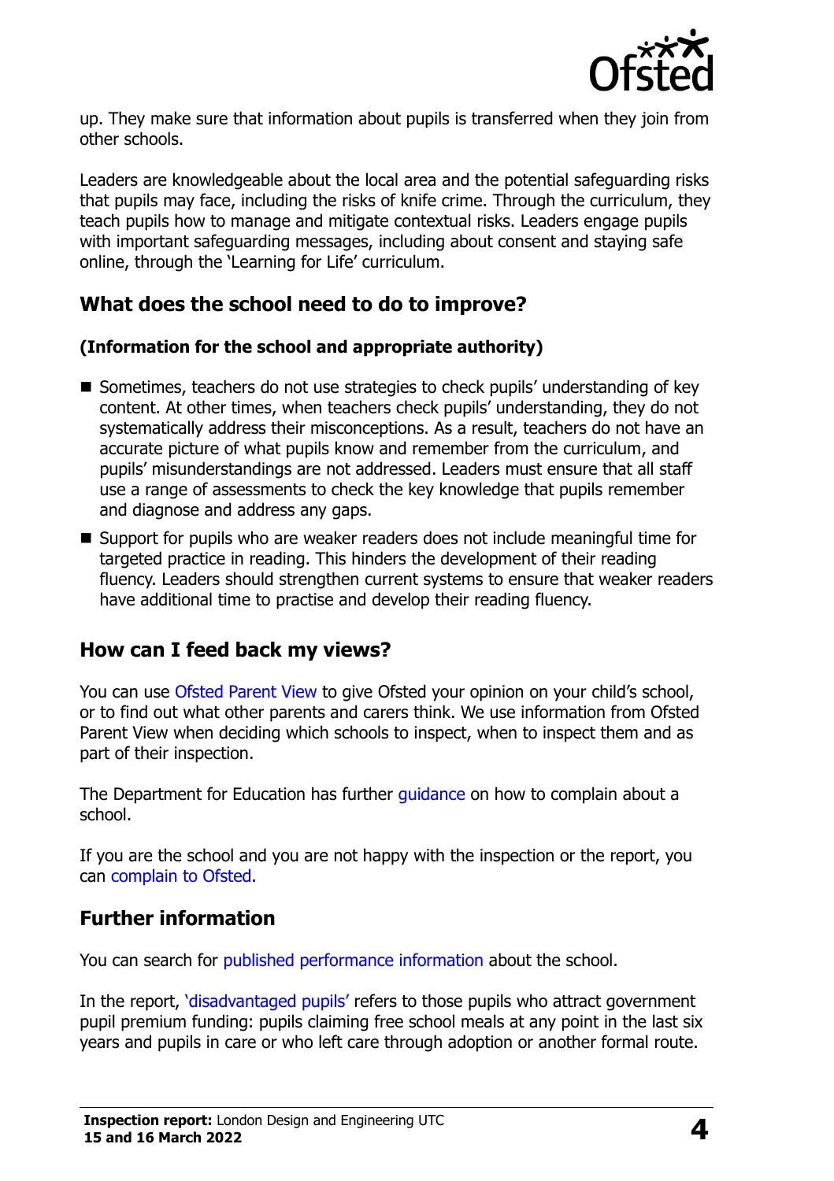up. They make sure that information about pupils is transferred when they join from other schools.

Leaders are knowledgeable about the local area and the potential safeguarding risks that pupils may face, including the risks of knife crime. Through the curriculum, they teach pupils how to manage and mitigate contextual risks. Leaders engage pupils with important safeguarding messages, including about consent and staying safe online, through the 'Learning for Life' curriculum.

## What does the school need to do to improve?

**(Information for the school and appropriate authority)**

- Sometimes, teachers do not use strategies to check pupils' understanding of key content. At other times, when teachers check pupils' understanding, they do not systematically address their misconceptions. As a result, teachers do not have an accurate picture of what pupils know and remember from the curriculum, and pupils' misunderstandings are not addressed. Leaders must ensure that all staff use a range of assessments to check the key knowledge that pupils remember and diagnose and address any gaps.
- Support for pupils who are weaker readers does not include meaningful time for targeted practice in reading. This hinders the development of their reading fluency. Leaders should strengthen current systems to ensure that weaker readers have additional time to practise and develop their reading fluency.

## How can I feed back my views?

You can use Ofsted Parent View to give Ofsted your opinion on your child's school, or to find out what other parents and carers think. We use information from Ofsted Parent View when deciding which schools to inspect, when to inspect them and as part of their inspection.

The Department for Education has further guidance on how to complain about a school.

If you are the school and you are not happy with the inspection or the report, you can complain to Ofsted.

## Further information

You can search for published performance information about the school.

In the report, 'disadvantaged pupils' refers to those pupils who attract government pupil premium funding: pupils claiming free school meals at any point in the last six years and pupils in care or who left care through adoption or another formal route.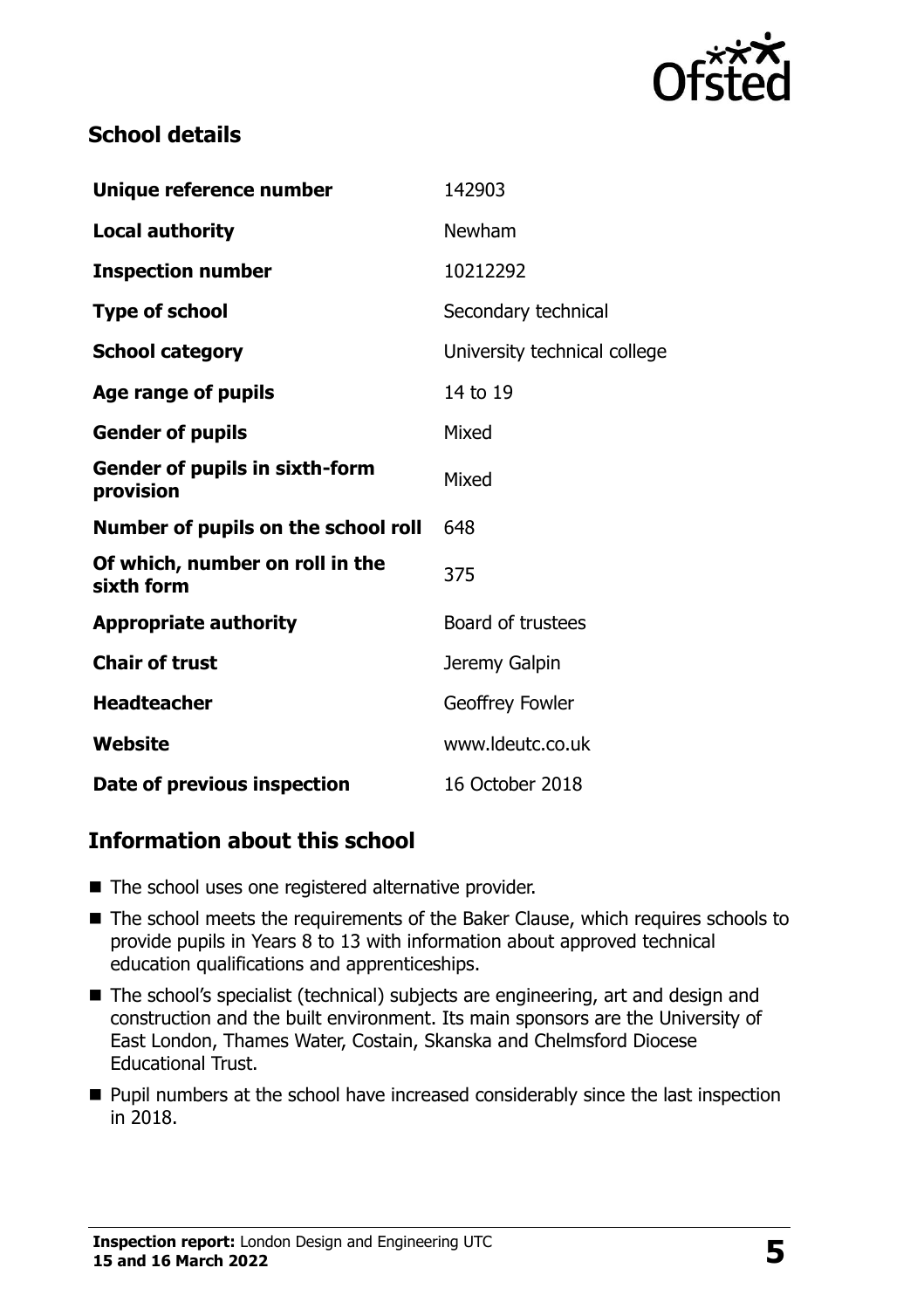## School details

| | |
|---|---|
| **Unique reference number** | 142903 |
| **Local authority** | Newham |
| **Inspection number** | 10212292 |
| **Type of school** | Secondary technical |
| **School category** | University technical college |
| **Age range of pupils** | 14 to 19 |
| **Gender of pupils** | Mixed |
| **Gender of pupils in sixth-form provision** | Mixed |
| **Number of pupils on the school roll** | 648 |
| **Of which, number on roll in the sixth form** | 375 |
| **Appropriate authority** | Board of trustees |
| **Chair of trust** | Jeremy Galpin |
| **Headteacher** | Geoffrey Fowler |
| **Website** | www.ldeutc.co.uk |
| **Date of previous inspection** | 16 October 2018 |

## Information about this school

- The school uses one registered alternative provider.
- The school meets the requirements of the Baker Clause, which requires schools to provide pupils in Years 8 to 13 with information about approved technical education qualifications and apprenticeships.
- The school's specialist (technical) subjects are engineering, art and design and construction and the built environment. Its main sponsors are the University of East London, Thames Water, Costain, Skanska and Chelmsford Diocese Educational Trust.
- Pupil numbers at the school have increased considerably since the last inspection in 2018.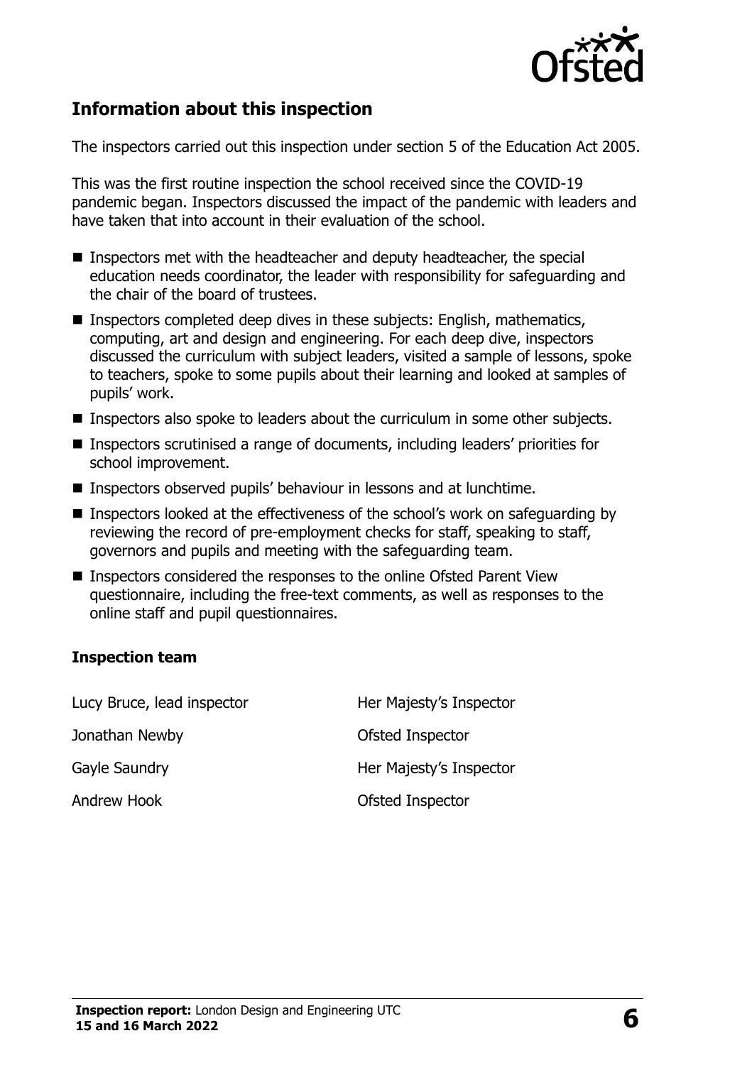## Information about this inspection

The inspectors carried out this inspection under section 5 of the Education Act 2005.

This was the first routine inspection the school received since the COVID-19 pandemic began. Inspectors discussed the impact of the pandemic with leaders and have taken that into account in their evaluation of the school.

- Inspectors met with the headteacher and deputy headteacher, the special education needs coordinator, the leader with responsibility for safeguarding and the chair of the board of trustees.
- Inspectors completed deep dives in these subjects: English, mathematics, computing, art and design and engineering. For each deep dive, inspectors discussed the curriculum with subject leaders, visited a sample of lessons, spoke to teachers, spoke to some pupils about their learning and looked at samples of pupils' work.
- Inspectors also spoke to leaders about the curriculum in some other subjects.
- Inspectors scrutinised a range of documents, including leaders' priorities for school improvement.
- Inspectors observed pupils' behaviour in lessons and at lunchtime.
- Inspectors looked at the effectiveness of the school's work on safeguarding by reviewing the record of pre-employment checks for staff, speaking to staff, governors and pupils and meeting with the safeguarding team.
- Inspectors considered the responses to the online Ofsted Parent View questionnaire, including the free-text comments, as well as responses to the online staff and pupil questionnaires.

### Inspection team

| | |
|---|---|
| Lucy Bruce, lead inspector | Her Majesty's Inspector |
| Jonathan Newby | Ofsted Inspector |
| Gayle Saundry | Her Majesty's Inspector |
| Andrew Hook | Ofsted Inspector |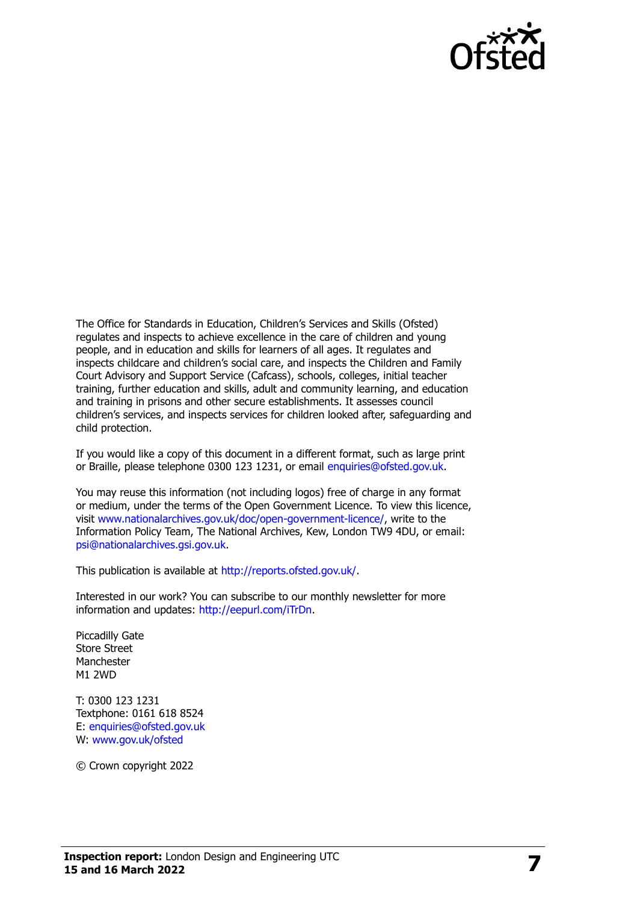The Office for Standards in Education, Children's Services and Skills (Ofsted) regulates and inspects to achieve excellence in the care of children and young people, and in education and skills for learners of all ages. It regulates and inspects childcare and children's social care, and inspects the Children and Family Court Advisory and Support Service (Cafcass), schools, colleges, initial teacher training, further education and skills, adult and community learning, and education and training in prisons and other secure establishments. It assesses council children's services, and inspects services for children looked after, safeguarding and child protection.

If you would like a copy of this document in a different format, such as large print or Braille, please telephone 0300 123 1231, or email enquiries@ofsted.gov.uk.

You may reuse this information (not including logos) free of charge in any format or medium, under the terms of the Open Government Licence. To view this licence, visit www.nationalarchives.gov.uk/doc/open-government-licence/, write to the Information Policy Team, The National Archives, Kew, London TW9 4DU, or email: psi@nationalarchives.gsi.gov.uk.

This publication is available at http://reports.ofsted.gov.uk/.

Interested in our work? You can subscribe to our monthly newsletter for more information and updates: http://eepurl.com/iTrDn.

Piccadilly Gate
Store Street
Manchester
M1 2WD

T: 0300 123 1231
Textphone: 0161 618 8524
E: enquiries@ofsted.gov.uk
W: www.gov.uk/ofsted

© Crown copyright 2022